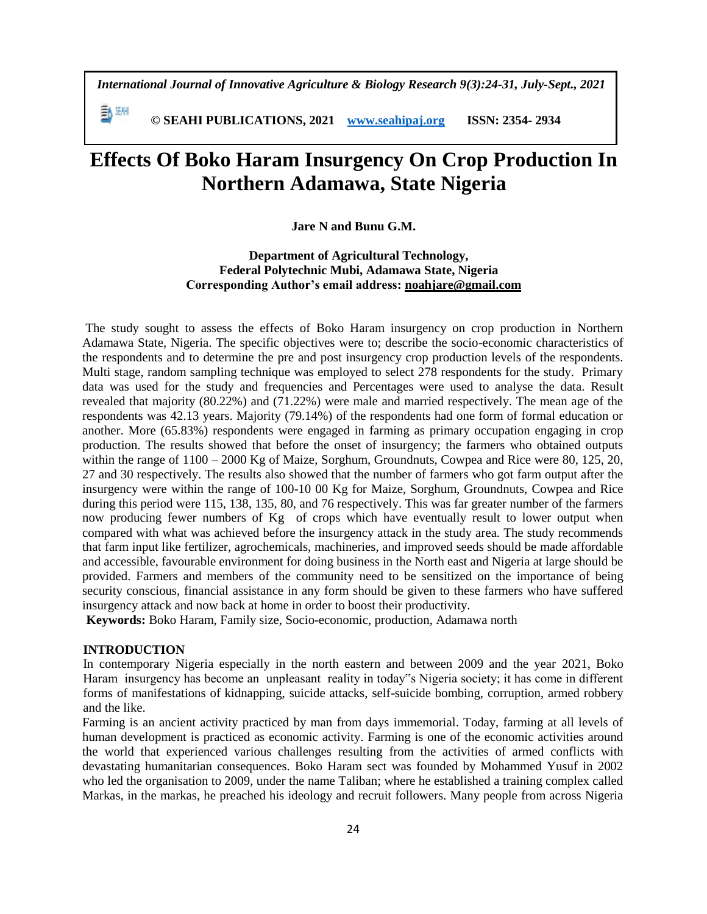# Effects Of Boko Haram Insurgency On Crop Production In Northern Adamawa, State Nigeria

**Jare N and Bunu G.M.**

**Department of Agricultural Technology,**
**Federal Polytechnic Mubi, Adamawa State, Nigeria**
**Corresponding Author's email address: noahjare@gmail.com**

The study sought to assess the effects of Boko Haram insurgency on crop production in Northern Adamawa State, Nigeria. The specific objectives were to; describe the socio-economic characteristics of the respondents and to determine the pre and post insurgency crop production levels of the respondents. Multi stage, random sampling technique was employed to select 278 respondents for the study. Primary data was used for the study and frequencies and Percentages were used to analyse the data. Result revealed that majority (80.22%) and (71.22%) were male and married respectively. The mean age of the respondents was 42.13 years. Majority (79.14%) of the respondents had one form of formal education or another. More (65.83%) respondents were engaged in farming as primary occupation engaging in crop production. The results showed that before the onset of insurgency; the farmers who obtained outputs within the range of 1100 – 2000 Kg of Maize, Sorghum, Groundnuts, Cowpea and Rice were 80, 125, 20, 27 and 30 respectively. The results also showed that the number of farmers who got farm output after the insurgency were within the range of 100-10 00 Kg for Maize, Sorghum, Groundnuts, Cowpea and Rice during this period were 115, 138, 135, 80, and 76 respectively. This was far greater number of the farmers now producing fewer numbers of Kg of crops which have eventually result to lower output when compared with what was achieved before the insurgency attack in the study area. The study recommends that farm input like fertilizer, agrochemicals, machineries, and improved seeds should be made affordable and accessible, favourable environment for doing business in the North east and Nigeria at large should be provided. Farmers and members of the community need to be sensitized on the importance of being security conscious, financial assistance in any form should be given to these farmers who have suffered insurgency attack and now back at home in order to boost their productivity.

**Keywords:** Boko Haram, Family size, Socio-economic, production, Adamawa north

## INTRODUCTION

In contemporary Nigeria especially in the north eastern and between 2009 and the year 2021, Boko Haram insurgency has become an unpleasant reality in today"s Nigeria society; it has come in different forms of manifestations of kidnapping, suicide attacks, self-suicide bombing, corruption, armed robbery and the like.

Farming is an ancient activity practiced by man from days immemorial. Today, farming at all levels of human development is practiced as economic activity. Farming is one of the economic activities around the world that experienced various challenges resulting from the activities of armed conflicts with devastating humanitarian consequences. Boko Haram sect was founded by Mohammed Yusuf in 2002 who led the organisation to 2009, under the name Taliban; where he established a training complex called Markas, in the markas, he preached his ideology and recruit followers. Many people from across Nigeria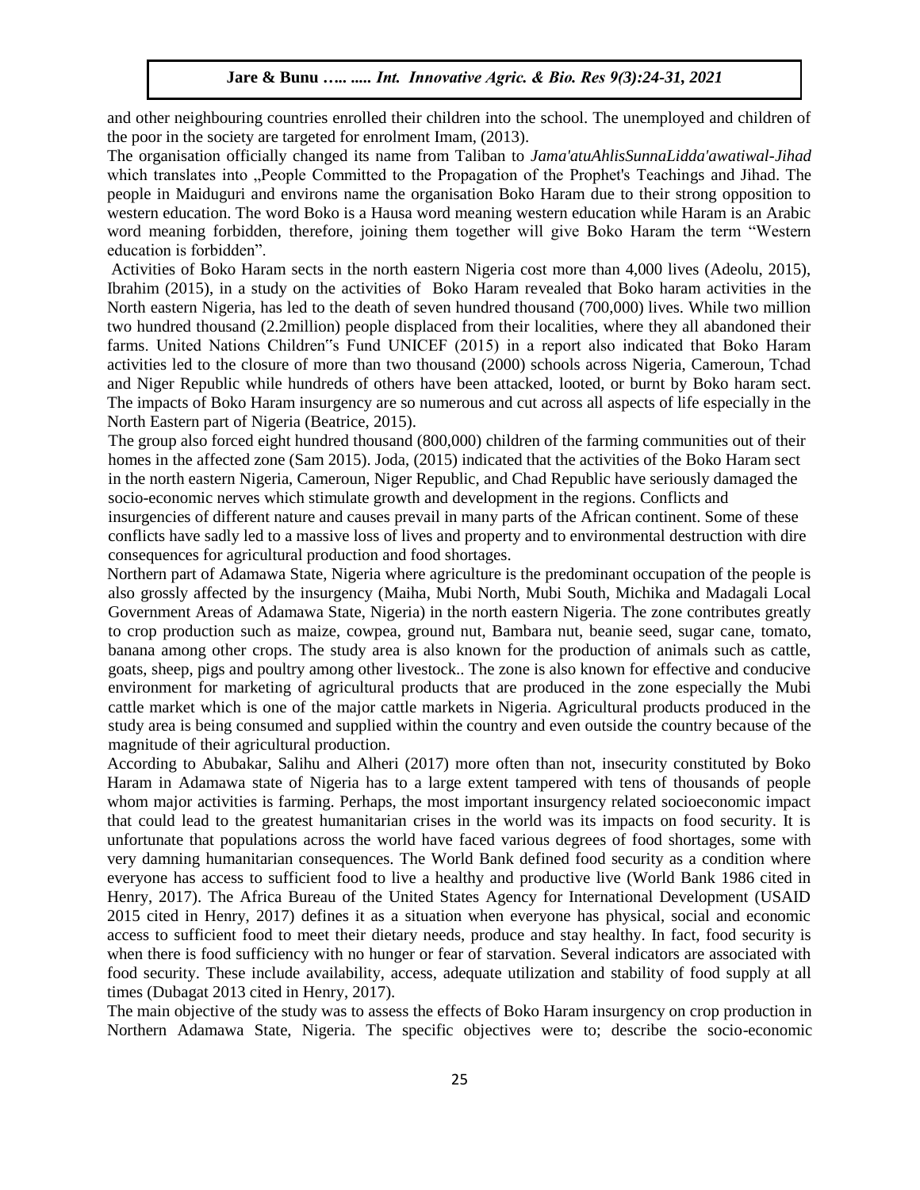and other neighbouring countries enrolled their children into the school. The unemployed and children of the poor in the society are targeted for enrolment Imam, (2013).

The organisation officially changed its name from Taliban to *Jama'atuAhlisSunnaLidda'awatiwal-Jihad* which translates into „People Committed to the Propagation of the Prophet's Teachings and Jihad. The people in Maiduguri and environs name the organisation Boko Haram due to their strong opposition to western education. The word Boko is a Hausa word meaning western education while Haram is an Arabic word meaning forbidden, therefore, joining them together will give Boko Haram the term "Western education is forbidden".

Activities of Boko Haram sects in the north eastern Nigeria cost more than 4,000 lives (Adeolu, 2015), Ibrahim (2015), in a study on the activities of Boko Haram revealed that Boko haram activities in the North eastern Nigeria, has led to the death of seven hundred thousand (700,000) lives. While two million two hundred thousand (2.2million) people displaced from their localities, where they all abandoned their farms. United Nations Children"s Fund UNICEF (2015) in a report also indicated that Boko Haram activities led to the closure of more than two thousand (2000) schools across Nigeria, Cameroun, Tchad and Niger Republic while hundreds of others have been attacked, looted, or burnt by Boko haram sect. The impacts of Boko Haram insurgency are so numerous and cut across all aspects of life especially in the North Eastern part of Nigeria (Beatrice, 2015).

The group also forced eight hundred thousand (800,000) children of the farming communities out of their homes in the affected zone (Sam 2015). Joda, (2015) indicated that the activities of the Boko Haram sect in the north eastern Nigeria, Cameroun, Niger Republic, and Chad Republic have seriously damaged the socio-economic nerves which stimulate growth and development in the regions. Conflicts and insurgencies of different nature and causes prevail in many parts of the African continent. Some of these conflicts have sadly led to a massive loss of lives and property and to environmental destruction with dire consequences for agricultural production and food shortages.

Northern part of Adamawa State, Nigeria where agriculture is the predominant occupation of the people is also grossly affected by the insurgency (Maiha, Mubi North, Mubi South, Michika and Madagali Local Government Areas of Adamawa State, Nigeria) in the north eastern Nigeria. The zone contributes greatly to crop production such as maize, cowpea, ground nut, Bambara nut, beanie seed, sugar cane, tomato, banana among other crops. The study area is also known for the production of animals such as cattle, goats, sheep, pigs and poultry among other livestock.. The zone is also known for effective and conducive environment for marketing of agricultural products that are produced in the zone especially the Mubi cattle market which is one of the major cattle markets in Nigeria. Agricultural products produced in the study area is being consumed and supplied within the country and even outside the country because of the magnitude of their agricultural production.

According to Abubakar, Salihu and Alheri (2017) more often than not, insecurity constituted by Boko Haram in Adamawa state of Nigeria has to a large extent tampered with tens of thousands of people whom major activities is farming. Perhaps, the most important insurgency related socioeconomic impact that could lead to the greatest humanitarian crises in the world was its impacts on food security. It is unfortunate that populations across the world have faced various degrees of food shortages, some with very damning humanitarian consequences. The World Bank defined food security as a condition where everyone has access to sufficient food to live a healthy and productive live (World Bank 1986 cited in Henry, 2017). The Africa Bureau of the United States Agency for International Development (USAID 2015 cited in Henry, 2017) defines it as a situation when everyone has physical, social and economic access to sufficient food to meet their dietary needs, produce and stay healthy. In fact, food security is when there is food sufficiency with no hunger or fear of starvation. Several indicators are associated with food security. These include availability, access, adequate utilization and stability of food supply at all times (Dubagat 2013 cited in Henry, 2017).

The main objective of the study was to assess the effects of Boko Haram insurgency on crop production in Northern Adamawa State, Nigeria. The specific objectives were to; describe the socio-economic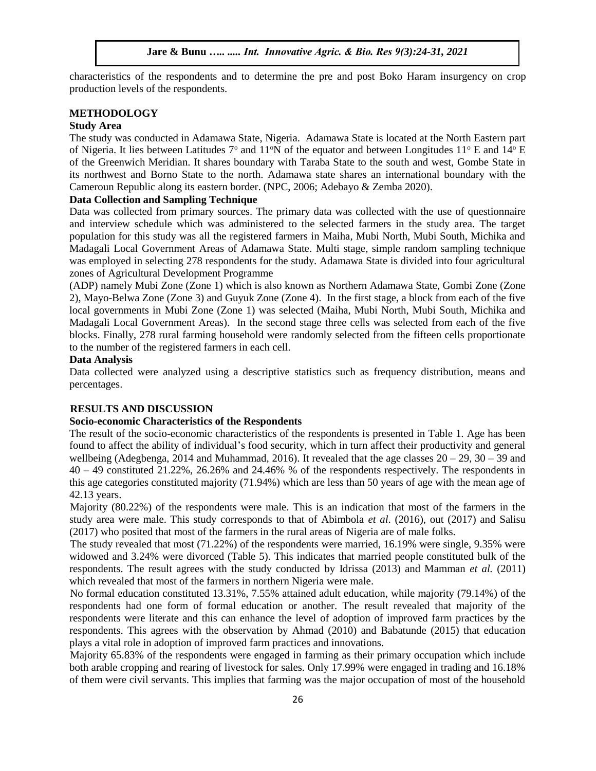characteristics of the respondents and to determine the pre and post Boko Haram insurgency on crop production levels of the respondents.

## METHODOLOGY

### Study Area

The study was conducted in Adamawa State, Nigeria. Adamawa State is located at the North Eastern part of Nigeria. It lies between Latitudes 7° and 11°N of the equator and between Longitudes 11° E and 14° E of the Greenwich Meridian. It shares boundary with Taraba State to the south and west, Gombe State in its northwest and Borno State to the north. Adamawa state shares an international boundary with the Cameroun Republic along its eastern border. (NPC, 2006; Adebayo & Zemba 2020).

### Data Collection and Sampling Technique

Data was collected from primary sources. The primary data was collected with the use of questionnaire and interview schedule which was administered to the selected farmers in the study area. The target population for this study was all the registered farmers in Maiha, Mubi North, Mubi South, Michika and Madagali Local Government Areas of Adamawa State. Multi stage, simple random sampling technique was employed in selecting 278 respondents for the study. Adamawa State is divided into four agricultural zones of Agricultural Development Programme (ADP) namely Mubi Zone (Zone 1) which is also known as Northern Adamawa State, Gombi Zone (Zone 2), Mayo-Belwa Zone (Zone 3) and Guyuk Zone (Zone 4). In the first stage, a block from each of the five local governments in Mubi Zone (Zone 1) was selected (Maiha, Mubi North, Mubi South, Michika and Madagali Local Government Areas). In the second stage three cells was selected from each of the five blocks. Finally, 278 rural farming household were randomly selected from the fifteen cells proportionate to the number of the registered farmers in each cell.

### Data Analysis

Data collected were analyzed using a descriptive statistics such as frequency distribution, means and percentages.

## RESULTS AND DISCUSSION

### Socio-economic Characteristics of the Respondents

The result of the socio-economic characteristics of the respondents is presented in Table 1. Age has been found to affect the ability of individual's food security, which in turn affect their productivity and general wellbeing (Adegbenga, 2014 and Muhammad, 2016). It revealed that the age classes 20 – 29, 30 – 39 and 40 – 49 constituted 21.22%, 26.26% and 24.46% % of the respondents respectively. The respondents in this age categories constituted majority (71.94%) which are less than 50 years of age with the mean age of 42.13 years.

Majority (80.22%) of the respondents were male. This is an indication that most of the farmers in the study area were male. This study corresponds to that of Abimbola *et al*. (2016), out (2017) and Salisu (2017) who posited that most of the farmers in the rural areas of Nigeria are of male folks.

The study revealed that most (71.22%) of the respondents were married, 16.19% were single, 9.35% were widowed and 3.24% were divorced (Table 5). This indicates that married people constituted bulk of the respondents. The result agrees with the study conducted by Idrissa (2013) and Mamman *et al.* (2011) which revealed that most of the farmers in northern Nigeria were male.

No formal education constituted 13.31%, 7.55% attained adult education, while majority (79.14%) of the respondents had one form of formal education or another. The result revealed that majority of the respondents were literate and this can enhance the level of adoption of improved farm practices by the respondents. This agrees with the observation by Ahmad (2010) and Babatunde (2015) that education plays a vital role in adoption of improved farm practices and innovations.

Majority 65.83% of the respondents were engaged in farming as their primary occupation which include both arable cropping and rearing of livestock for sales. Only 17.99% were engaged in trading and 16.18% of them were civil servants. This implies that farming was the major occupation of most of the household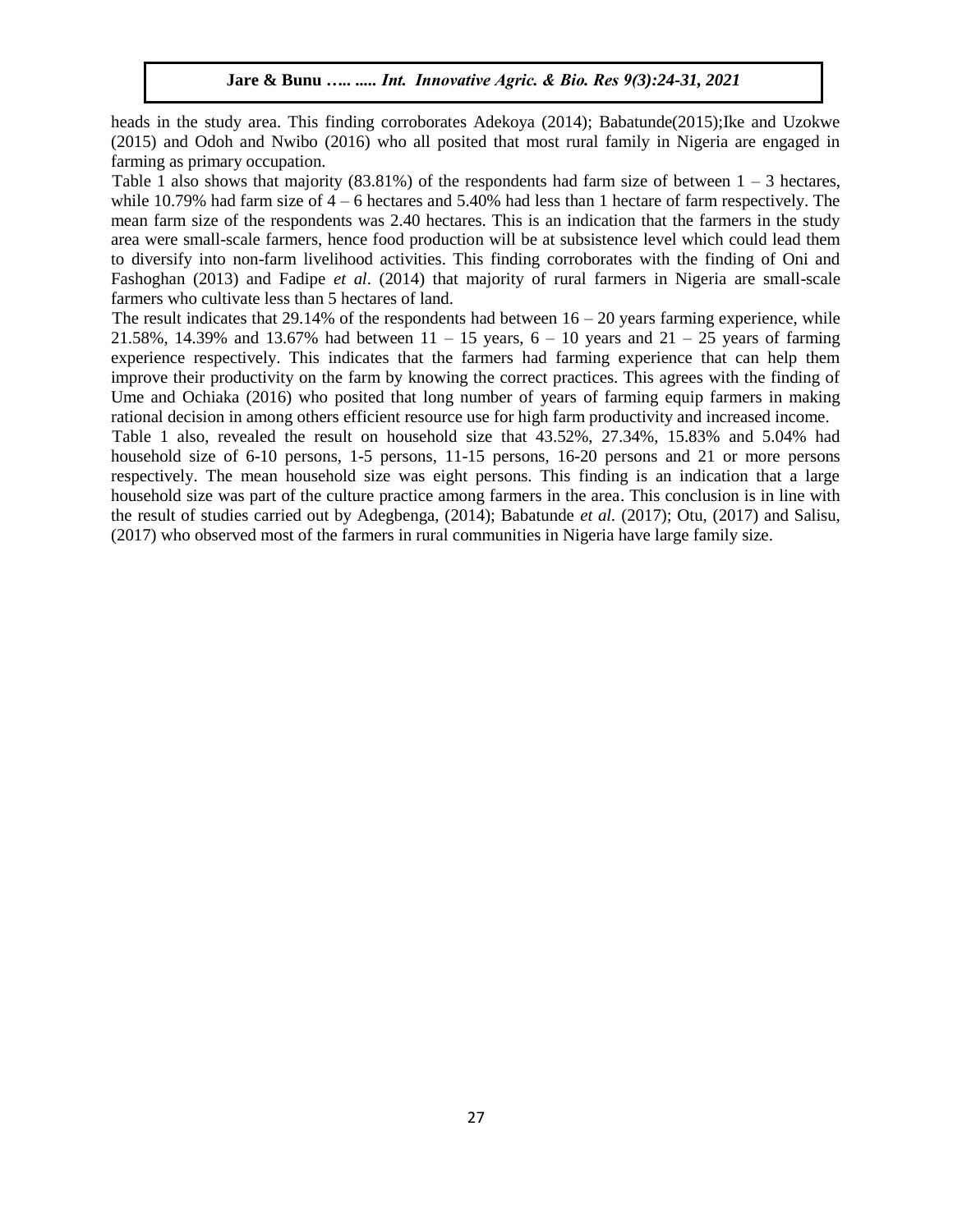heads in the study area. This finding corroborates Adekoya (2014); Babatunde(2015);Ike and Uzokwe (2015) and Odoh and Nwibo (2016) who all posited that most rural family in Nigeria are engaged in farming as primary occupation.

Table 1 also shows that majority (83.81%) of the respondents had farm size of between 1 – 3 hectares, while 10.79% had farm size of 4 – 6 hectares and 5.40% had less than 1 hectare of farm respectively. The mean farm size of the respondents was 2.40 hectares. This is an indication that the farmers in the study area were small-scale farmers, hence food production will be at subsistence level which could lead them to diversify into non-farm livelihood activities. This finding corroborates with the finding of Oni and Fashoghan (2013) and Fadipe *et al*. (2014) that majority of rural farmers in Nigeria are small-scale farmers who cultivate less than 5 hectares of land.

The result indicates that 29.14% of the respondents had between 16 – 20 years farming experience, while 21.58%, 14.39% and 13.67% had between 11 – 15 years, 6 – 10 years and 21 – 25 years of farming experience respectively. This indicates that the farmers had farming experience that can help them improve their productivity on the farm by knowing the correct practices. This agrees with the finding of Ume and Ochiaka (2016) who posited that long number of years of farming equip farmers in making rational decision in among others efficient resource use for high farm productivity and increased income.

Table 1 also, revealed the result on household size that 43.52%, 27.34%, 15.83% and 5.04% had household size of 6-10 persons, 1-5 persons, 11-15 persons, 16-20 persons and 21 or more persons respectively. The mean household size was eight persons. This finding is an indication that a large household size was part of the culture practice among farmers in the area. This conclusion is in line with the result of studies carried out by Adegbenga, (2014); Babatunde *et al.* (2017); Otu, (2017) and Salisu, (2017) who observed most of the farmers in rural communities in Nigeria have large family size.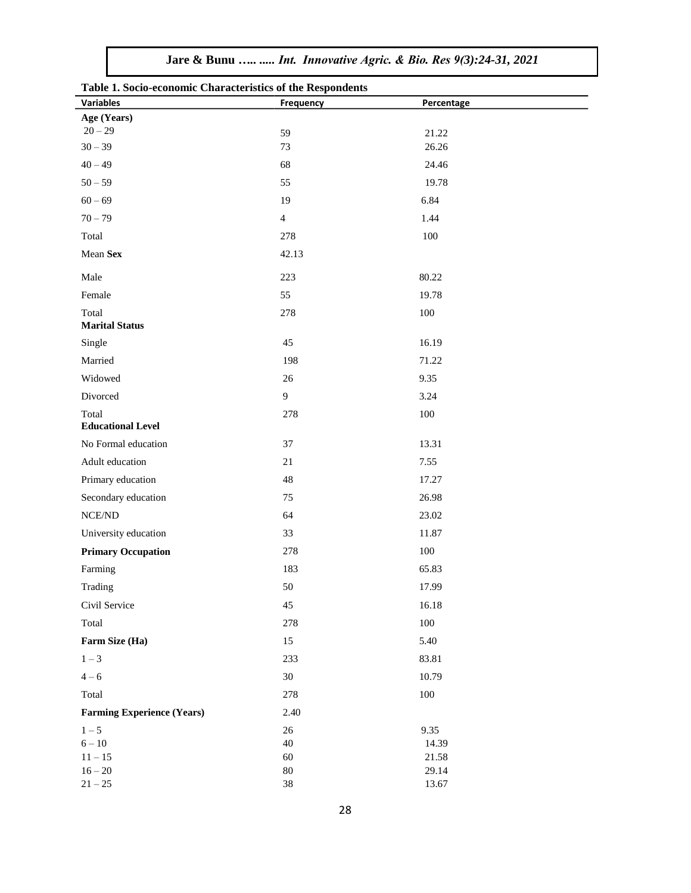**Table 1. Socio-economic Characteristics of the Respondents**

| Variables | Frequency | Percentage |
|---|---|---|
| **Age (Years)** | | |
| 20 – 29 | 59 | 21.22 |
| 30 – 39 | 73 | 26.26 |
| 40 – 49 | 68 | 24.46 |
| 50 – 59 | 55 | 19.78 |
| 60 – 69 | 19 | 6.84 |
| 70 – 79 | 4 | 1.44 |
| Total | 278 | 100 |
| Mean **Sex** | 42.13 | |
| Male | 223 | 80.22 |
| Female | 55 | 19.78 |
| Total | 278 | 100 |
| **Marital Status** | | |
| Single | 45 | 16.19 |
| Married | 198 | 71.22 |
| Widowed | 26 | 9.35 |
| Divorced | 9 | 3.24 |
| Total | 278 | 100 |
| **Educational Level** | | |
| No Formal education | 37 | 13.31 |
| Adult education | 21 | 7.55 |
| Primary education | 48 | 17.27 |
| Secondary education | 75 | 26.98 |
| NCE/ND | 64 | 23.02 |
| University education | 33 | 11.87 |
| **Primary Occupation** | 278 | 100 |
| Farming | 183 | 65.83 |
| Trading | 50 | 17.99 |
| Civil Service | 45 | 16.18 |
| Total | 278 | 100 |
| **Farm Size (Ha)** | 15 | 5.40 |
| 1 – 3 | 233 | 83.81 |
| 4 – 6 | 30 | 10.79 |
| Total | 278 | 100 |
| **Farming Experience (Years)** | 2.40 | |
| 1 – 5 | 26 | 9.35 |
| 6 – 10 | 40 | 14.39 |
| 11 – 15 | 60 | 21.58 |
| 16 – 20 | 80 | 29.14 |
| 21 – 25 | 38 | 13.67 |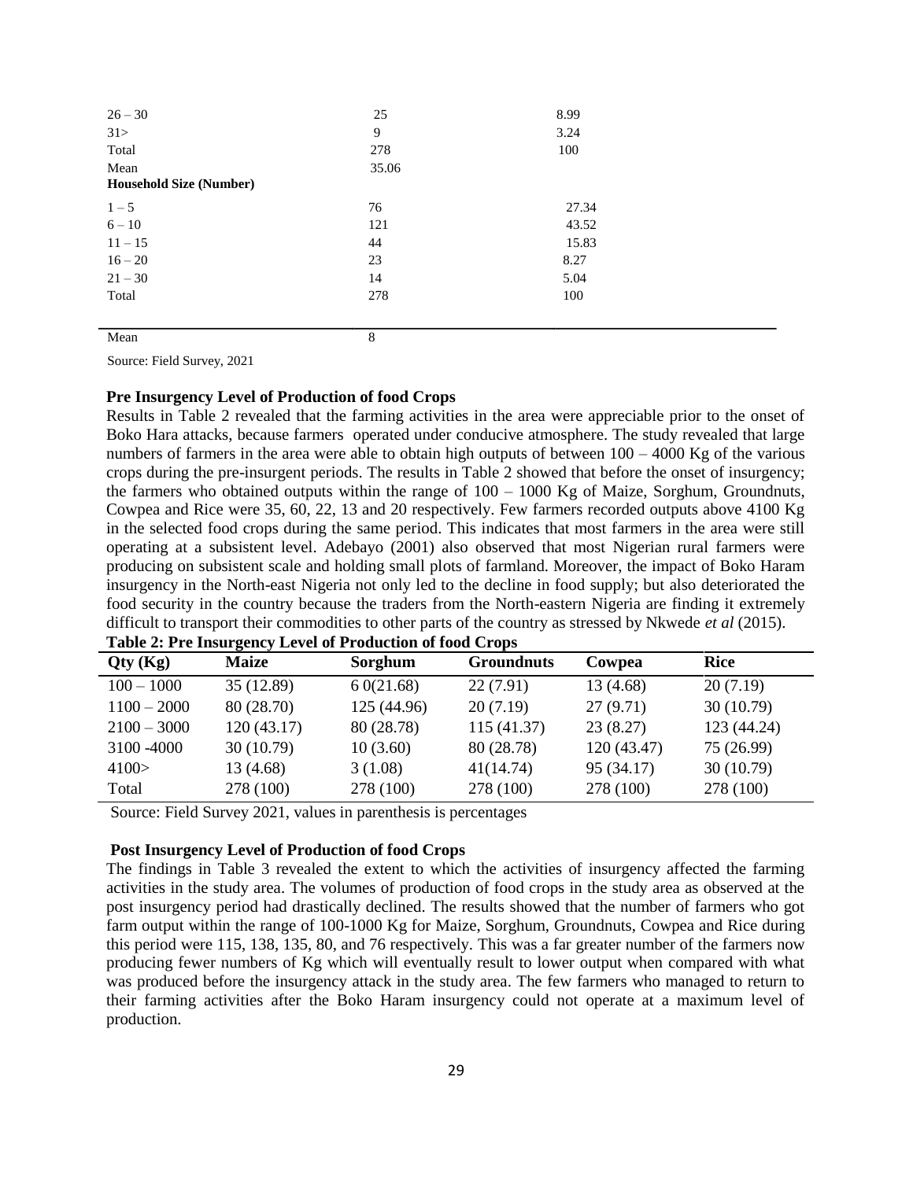| | | |
|---|---|---|
| 26 – 30 | 25 | 8.99 |
| 31> | 9 | 3.24 |
| Total | 278 | 100 |
| Mean | 35.06 | |
| **Household Size (Number)** | | |
| 1 – 5 | 76 | 27.34 |
| 6 – 10 | 121 | 43.52 |
| 11 – 15 | 44 | 15.83 |
| 16 – 20 | 23 | 8.27 |
| 21 – 30 | 14 | 5.04 |
| Total | 278 | 100 |
| Mean | 8 | |

Source: Field Survey, 2021

### Pre Insurgency Level of Production of food Crops

Results in Table 2 revealed that the farming activities in the area were appreciable prior to the onset of Boko Hara attacks, because farmers operated under conducive atmosphere. The study revealed that large numbers of farmers in the area were able to obtain high outputs of between 100 – 4000 Kg of the various crops during the pre-insurgent periods. The results in Table 2 showed that before the onset of insurgency; the farmers who obtained outputs within the range of 100 – 1000 Kg of Maize, Sorghum, Groundnuts, Cowpea and Rice were 35, 60, 22, 13 and 20 respectively. Few farmers recorded outputs above 4100 Kg in the selected food crops during the same period. This indicates that most farmers in the area were still operating at a subsistent level. Adebayo (2001) also observed that most Nigerian rural farmers were producing on subsistent scale and holding small plots of farmland. Moreover, the impact of Boko Haram insurgency in the North-east Nigeria not only led to the decline in food supply; but also deteriorated the food security in the country because the traders from the North-eastern Nigeria are finding it extremely difficult to transport their commodities to other parts of the country as stressed by Nkwede *et al* (2015).

**Table 2: Pre Insurgency Level of Production of food Crops**

| Qty (Kg) | Maize | Sorghum | Groundnuts | Cowpea | Rice |
|---|---|---|---|---|---|
| 100 – 1000 | 35 (12.89) | 6 0(21.68) | 22 (7.91) | 13 (4.68) | 20 (7.19) |
| 1100 – 2000 | 80 (28.70) | 125 (44.96) | 20 (7.19) | 27 (9.71) | 30 (10.79) |
| 2100 – 3000 | 120 (43.17) | 80 (28.78) | 115 (41.37) | 23 (8.27) | 123 (44.24) |
| 3100 -4000 | 30 (10.79) | 10 (3.60) | 80 (28.78) | 120 (43.47) | 75 (26.99) |
| 4100> | 13 (4.68) | 3 (1.08) | 41(14.74) | 95 (34.17) | 30 (10.79) |
| Total | 278 (100) | 278 (100) | 278 (100) | 278 (100) | 278 (100) |

Source: Field Survey 2021, values in parenthesis is percentages

### Post Insurgency Level of Production of food Crops

The findings in Table 3 revealed the extent to which the activities of insurgency affected the farming activities in the study area. The volumes of production of food crops in the study area as observed at the post insurgency period had drastically declined. The results showed that the number of farmers who got farm output within the range of 100-1000 Kg for Maize, Sorghum, Groundnuts, Cowpea and Rice during this period were 115, 138, 135, 80, and 76 respectively. This was a far greater number of the farmers now producing fewer numbers of Kg which will eventually result to lower output when compared with what was produced before the insurgency attack in the study area. The few farmers who managed to return to their farming activities after the Boko Haram insurgency could not operate at a maximum level of production.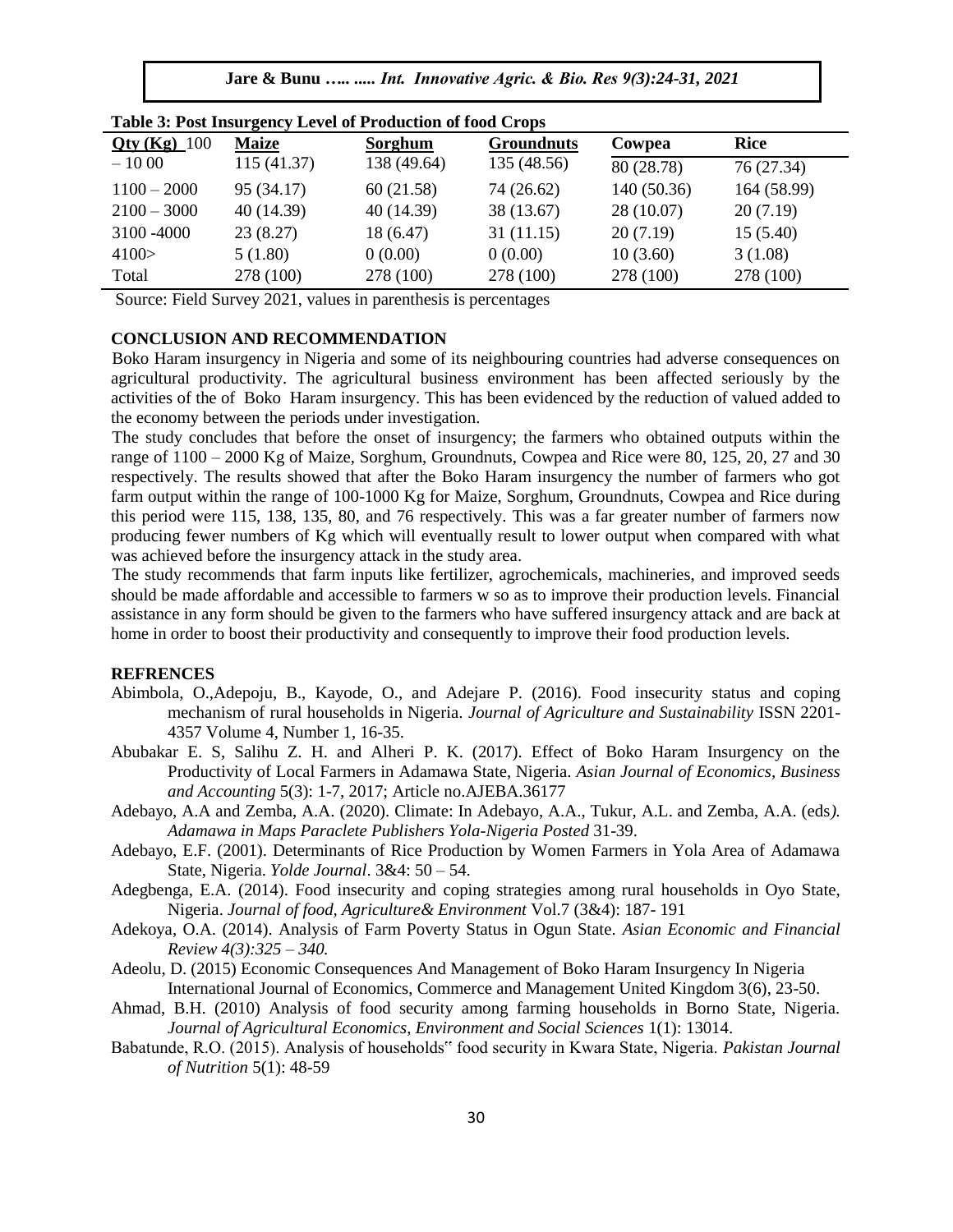**Table 3: Post Insurgency Level of Production of food Crops**

| Qty (Kg) | Maize | Sorghum | Groundnuts | Cowpea | Rice |
|---|---|---|---|---|---|
| 100 – 10 00 | 115 (41.37) | 138 (49.64) | 135 (48.56) | 80 (28.78) | 76 (27.34) |
| 1100 – 2000 | 95 (34.17) | 60 (21.58) | 74 (26.62) | 140 (50.36) | 164 (58.99) |
| 2100 – 3000 | 40 (14.39) | 40 (14.39) | 38 (13.67) | 28 (10.07) | 20 (7.19) |
| 3100 -4000 | 23 (8.27) | 18 (6.47) | 31 (11.15) | 20 (7.19) | 15 (5.40) |
| 4100> | 5 (1.80) | 0 (0.00) | 0 (0.00) | 10 (3.60) | 3 (1.08) |
| Total | 278 (100) | 278 (100) | 278 (100) | 278 (100) | 278 (100) |

Source: Field Survey 2021, values in parenthesis is percentages

## CONCLUSION AND RECOMMENDATION

Boko Haram insurgency in Nigeria and some of its neighbouring countries had adverse consequences on agricultural productivity. The agricultural business environment has been affected seriously by the activities of the of Boko Haram insurgency. This has been evidenced by the reduction of valued added to the economy between the periods under investigation.

The study concludes that before the onset of insurgency; the farmers who obtained outputs within the range of 1100 – 2000 Kg of Maize, Sorghum, Groundnuts, Cowpea and Rice were 80, 125, 20, 27 and 30 respectively. The results showed that after the Boko Haram insurgency the number of farmers who got farm output within the range of 100-1000 Kg for Maize, Sorghum, Groundnuts, Cowpea and Rice during this period were 115, 138, 135, 80, and 76 respectively. This was a far greater number of farmers now producing fewer numbers of Kg which will eventually result to lower output when compared with what was achieved before the insurgency attack in the study area.

The study recommends that farm inputs like fertilizer, agrochemicals, machineries, and improved seeds should be made affordable and accessible to farmers w so as to improve their production levels. Financial assistance in any form should be given to the farmers who have suffered insurgency attack and are back at home in order to boost their productivity and consequently to improve their food production levels.

## REFRENCES

Abimbola, O.,Adepoju, B., Kayode, O., and Adejare P. (2016). Food insecurity status and coping mechanism of rural households in Nigeria. *Journal of Agriculture and Sustainability* ISSN 2201-4357 Volume 4, Number 1, 16-35.

Abubakar E. S, Salihu Z. H. and Alheri P. K. (2017). Effect of Boko Haram Insurgency on the Productivity of Local Farmers in Adamawa State, Nigeria. *Asian Journal of Economics, Business and Accounting* 5(3): 1-7, 2017; Article no.AJEBA.36177

Adebayo, A.A and Zemba, A.A. (2020). Climate: In Adebayo, A.A., Tukur, A.L. and Zemba, A.A. (eds*). Adamawa in Maps Paraclete Publishers Yola-Nigeria Posted* 31-39.

Adebayo, E.F. (2001). Determinants of Rice Production by Women Farmers in Yola Area of Adamawa State, Nigeria. *Yolde Journal*. 3&4: 50 – 54.

Adegbenga, E.A. (2014). Food insecurity and coping strategies among rural households in Oyo State, Nigeria. *Journal of food, Agriculture& Environment* Vol.7 (3&4): 187- 191

Adekoya, O.A. (2014). Analysis of Farm Poverty Status in Ogun State. *Asian Economic and Financial Review 4(3):325 – 340.*

Adeolu, D. (2015) Economic Consequences And Management of Boko Haram Insurgency In Nigeria International Journal of Economics, Commerce and Management United Kingdom 3(6), 23-50.

Ahmad, B.H. (2010) Analysis of food security among farming households in Borno State, Nigeria. *Journal of Agricultural Economics, Environment and Social Sciences* 1(1): 13014.

Babatunde, R.O. (2015). Analysis of households" food security in Kwara State, Nigeria. *Pakistan Journal of Nutrition* 5(1): 48-59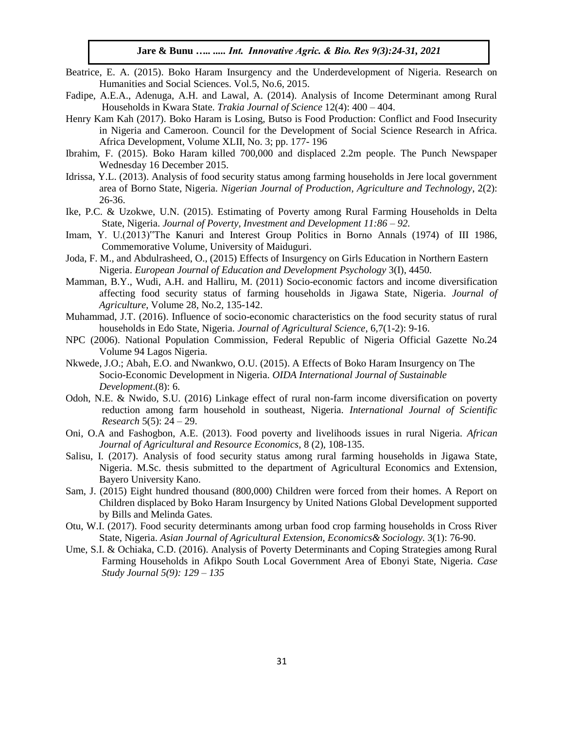Beatrice, E. A. (2015). Boko Haram Insurgency and the Underdevelopment of Nigeria. Research on Humanities and Social Sciences. Vol.5, No.6, 2015.

Fadipe, A.E.A., Adenuga, A.H. and Lawal, A. (2014). Analysis of Income Determinant among Rural Households in Kwara State. *Trakia Journal of Science* 12(4): 400 – 404.

Henry Kam Kah (2017). Boko Haram is Losing, Butso is Food Production: Conflict and Food Insecurity in Nigeria and Cameroon. Council for the Development of Social Science Research in Africa. Africa Development, Volume XLII, No. 3; pp. 177- 196

Ibrahim, F. (2015). Boko Haram killed 700,000 and displaced 2.2m people. The Punch Newspaper Wednesday 16 December 2015.

Idrissa, Y.L. (2013). Analysis of food security status among farming households in Jere local government area of Borno State, Nigeria. *Nigerian Journal of Production, Agriculture and Technology*, 2(2): 26-36.

Ike, P.C. & Uzokwe, U.N. (2015). Estimating of Poverty among Rural Farming Households in Delta State, Nigeria. *Journal of Poverty, Investment and Development 11:86 – 92.*

Imam, Y. U.(2013)"The Kanuri and Interest Group Politics in Borno Annals (1974) of III 1986, Commemorative Volume, University of Maiduguri.

Joda, F. M., and Abdulrasheed, O., (2015) Effects of Insurgency on Girls Education in Northern Eastern Nigeria. *European Journal of Education and Development Psychology* 3(I), 4450.

Mamman, B.Y., Wudi, A.H. and Halliru, M. (2011) Socio-economic factors and income diversification affecting food security status of farming households in Jigawa State, Nigeria. *Journal of Agriculture*, Volume 28, No.2, 135-142.

Muhammad, J.T. (2016). Influence of socio-economic characteristics on the food security status of rural households in Edo State, Nigeria. *Journal of Agricultural Science*, 6,7(1-2): 9-16.

NPC (2006). National Population Commission, Federal Republic of Nigeria Official Gazette No.24 Volume 94 Lagos Nigeria.

Nkwede, J.O.; Abah, E.O. and Nwankwo, O.U. (2015). A Effects of Boko Haram Insurgency on The Socio-Economic Development in Nigeria. *OIDA International Journal of Sustainable Development*.(8): 6.

Odoh, N.E. & Nwido, S.U. (2016) Linkage effect of rural non-farm income diversification on poverty reduction among farm household in southeast, Nigeria. *International Journal of Scientific Research* 5(5): 24 – 29.

Oni, O.A and Fashogbon, A.E. (2013). Food poverty and livelihoods issues in rural Nigeria. *African Journal of Agricultural and Resource Economics*, 8 (2), 108-135.

Salisu, I. (2017). Analysis of food security status among rural farming households in Jigawa State, Nigeria. M.Sc. thesis submitted to the department of Agricultural Economics and Extension, Bayero University Kano.

Sam, J. (2015) Eight hundred thousand (800,000) Children were forced from their homes. A Report on Children displaced by Boko Haram Insurgency by United Nations Global Development supported by Bills and Melinda Gates.

Otu, W.I. (2017). Food security determinants among urban food crop farming households in Cross River State, Nigeria. *Asian Journal of Agricultural Extension, Economics& Sociology.* 3(1): 76-90.

Ume, S.I. & Ochiaka, C.D. (2016). Analysis of Poverty Determinants and Coping Strategies among Rural Farming Households in Afikpo South Local Government Area of Ebonyi State, Nigeria. *Case Study Journal 5(9): 129 – 135*